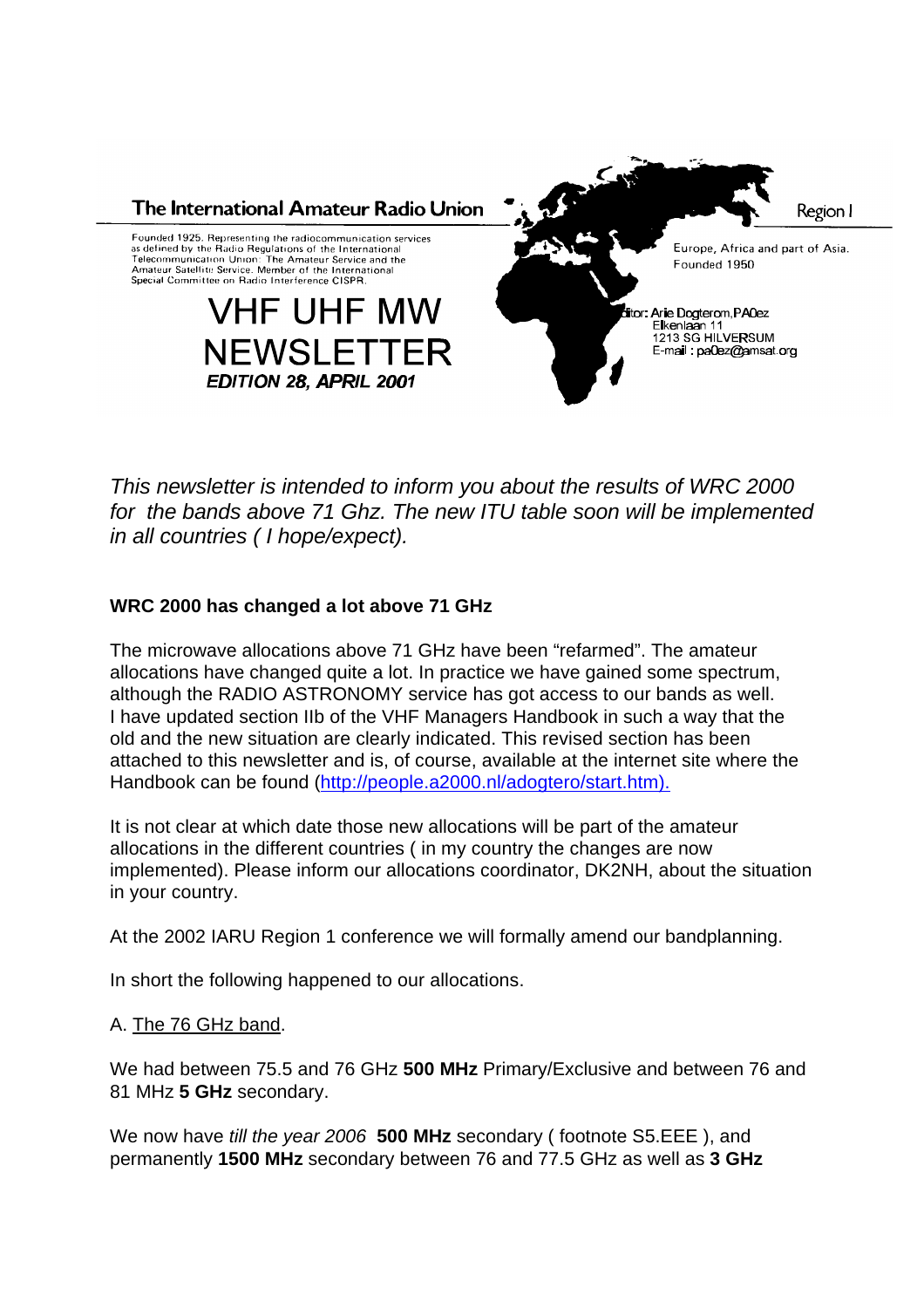**The International Amateur Radio Union** — Region I

Founded 1925. Representing the radiocommunication services as defined by the Radio Regulations of the International Telecommunication Union: The Amateur Service and the Amateur Satellite Service. Member of the International Special Committee on Radio Interference CISPR.

Europe, Africa and part of Asia. Founded 1950

Editor: Arie Dogterom, PA0ez
Elkenlaan 11
1213 SG HILVERSUM
E-mail : pa0ez@amsat.org

# VHF UHF MW NEWSLETTER

***EDITION 28, APRIL 2001***

*This newsletter is intended to inform you about the results of WRC 2000 for the bands above 71 Ghz. The new ITU table soon will be implemented in all countries ( I hope/expect).*

**WRC 2000 has changed a lot above 71 GHz**

The microwave allocations above 71 GHz have been "refarmed". The amateur allocations have changed quite a lot. In practice we have gained some spectrum, although the RADIO ASTRONOMY service has got access to our bands as well. I have updated section IIb of the VHF Managers Handbook in such a way that the old and the new situation are clearly indicated. This revised section has been attached to this newsletter and is, of course, available at the internet site where the Handbook can be found (http://people.a2000.nl/adogtero/start.htm).

It is not clear at which date those new allocations will be part of the amateur allocations in the different countries ( in my country the changes are now implemented). Please inform our allocations coordinator, DK2NH, about the situation in your country.

At the 2002 IARU Region 1 conference we will formally amend our bandplanning.

In short the following happened to our allocations.

A. The 76 GHz band.

We had between 75.5 and 76 GHz **500 MHz** Primary/Exclusive and between 76 and 81 MHz **5 GHz** secondary.

We now have *till the year 2006* **500 MHz** secondary ( footnote S5.EEE ), and permanently **1500 MHz** secondary between 76 and 77.5 GHz as well as **3 GHz**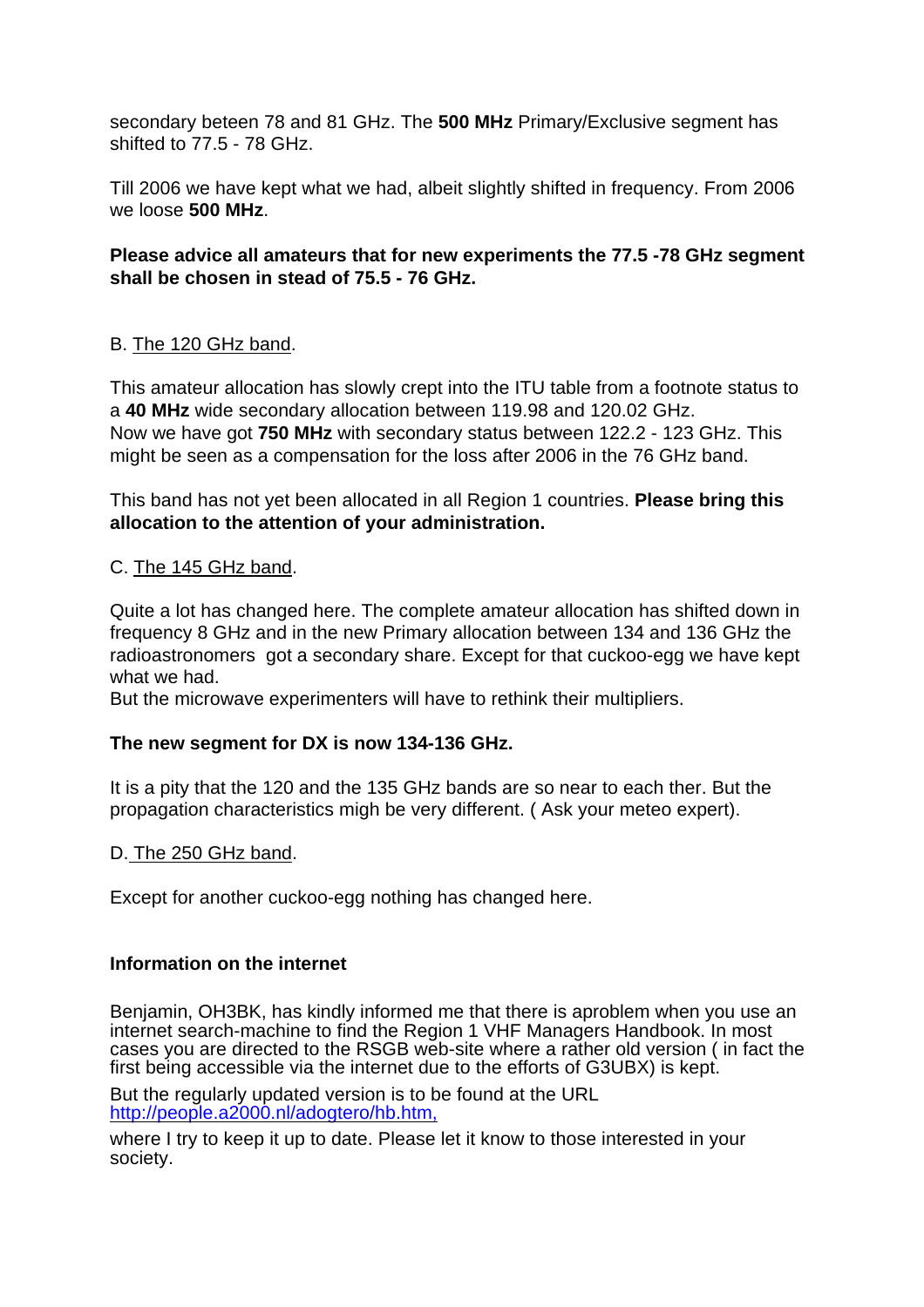secondary beteen 78 and 81 GHz. The **500 MHz** Primary/Exclusive segment has shifted to 77.5 - 78 GHz.

Till 2006 we have kept what we had, albeit slightly shifted in frequency. From 2006 we loose **500 MHz**.

**Please advice all amateurs that for new experiments the 77.5 -78 GHz segment shall be chosen in stead of 75.5 - 76 GHz.**

B. <u>The 120 GHz band</u>.

This amateur allocation has slowly crept into the ITU table from a footnote status to a **40 MHz** wide secondary allocation between 119.98 and 120.02 GHz.
Now we have got **750 MHz** with secondary status between 122.2 - 123 GHz. This might be seen as a compensation for the loss after 2006 in the 76 GHz band.

This band has not yet been allocated in all Region 1 countries. **Please bring this allocation to the attention of your administration.**

C. <u>The 145 GHz band</u>.

Quite a lot has changed here. The complete amateur allocation has shifted down in frequency 8 GHz and in the new Primary allocation between 134 and 136 GHz the radioastronomers got a secondary share. Except for that cuckoo-egg we have kept what we had.
But the microwave experimenters will have to rethink their multipliers.

**The new segment for DX is now 134-136 GHz.**

It is a pity that the 120 and the 135 GHz bands are so near to each ther. But the propagation characteristics migh be very different. ( Ask your meteo expert).

D. <u>The 250 GHz band</u>.

Except for another cuckoo-egg nothing has changed here.

**Information on the internet**

Benjamin, OH3BK, has kindly informed me that there is aproblem when you use an internet search-machine to find the Region 1 VHF Managers Handbook. In most cases you are directed to the RSGB web-site where a rather old version ( in fact the first being accessible via the internet due to the efforts of G3UBX) is kept.

But the regularly updated version is to be found at the URL http://people.a2000.nl/adogtero/hb.htm,

where I try to keep it up to date. Please let it know to those interested in your society.